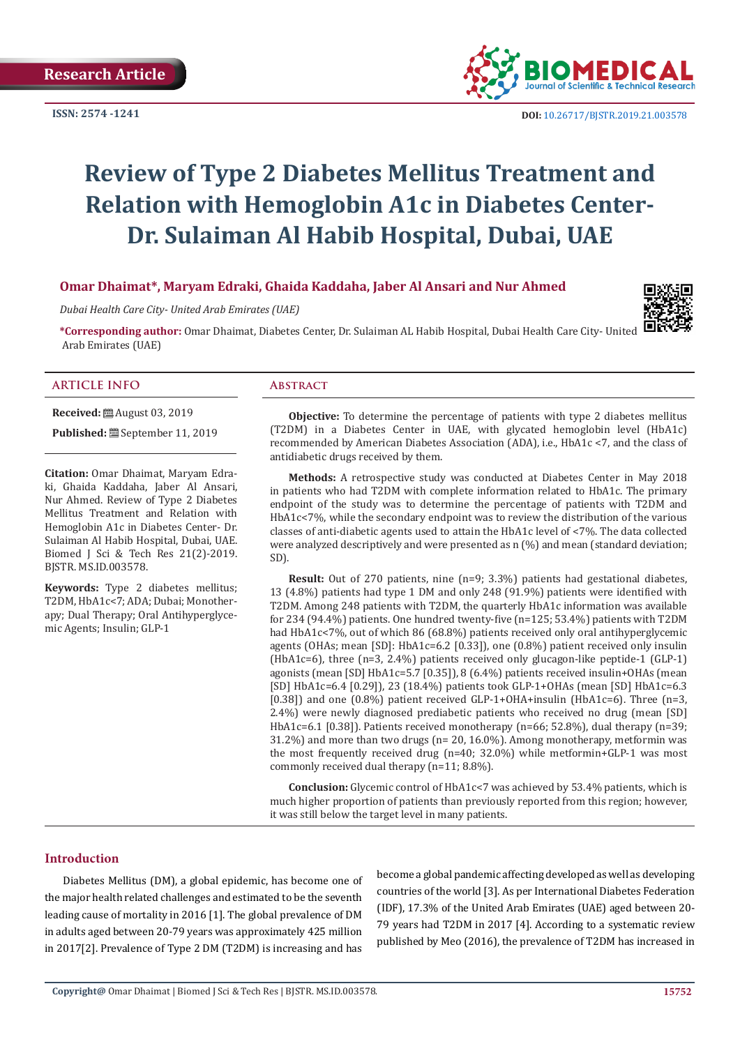Research Article

ISSN: 2574 -1241

DOI: 10.26717/BJSTR.2019.21.003578

# Review of Type 2 Diabetes Mellitus Treatment and Relation with Hemoglobin A1c in Diabetes Center-Dr. Sulaiman Al Habib Hospital, Dubai, UAE

**Omar Dhaimat*, Maryam Edraki, Ghaida Kaddaha, Jaber Al Ansari and Nur Ahmed**

*Dubai Health Care City- United Arab Emirates (UAE)*

**\*Corresponding author:** Omar Dhaimat, Diabetes Center, Dr. Sulaiman AL Habib Hospital, Dubai Health Care City- United Arab Emirates (UAE)

## ARTICLE INFO

**Received:** August 03, 2019

**Published:** September 11, 2019

**Citation:** Omar Dhaimat, Maryam Edraki, Ghaida Kaddaha, Jaber Al Ansari, Nur Ahmed. Review of Type 2 Diabetes Mellitus Treatment and Relation with Hemoglobin A1c in Diabetes Center- Dr. Sulaiman Al Habib Hospital, Dubai, UAE. Biomed J Sci & Tech Res 21(2)-2019. BJSTR. MS.ID.003578.

**Keywords:** Type 2 diabetes mellitus; T2DM, HbA1c<7; ADA; Dubai; Monotherapy; Dual Therapy; Oral Antihyperglycemic Agents; Insulin; GLP-1

## Abstract

**Objective:** To determine the percentage of patients with type 2 diabetes mellitus (T2DM) in a Diabetes Center in UAE, with glycated hemoglobin level (HbA1c) recommended by American Diabetes Association (ADA), i.e., HbA1c <7, and the class of antidiabetic drugs received by them.

**Methods:** A retrospective study was conducted at Diabetes Center in May 2018 in patients who had T2DM with complete information related to HbA1c. The primary endpoint of the study was to determine the percentage of patients with T2DM and HbA1c<7%, while the secondary endpoint was to review the distribution of the various classes of anti-diabetic agents used to attain the HbA1c level of <7%. The data collected were analyzed descriptively and were presented as n (%) and mean (standard deviation; SD).

**Result:** Out of 270 patients, nine (n=9; 3.3%) patients had gestational diabetes, 13 (4.8%) patients had type 1 DM and only 248 (91.9%) patients were identified with T2DM. Among 248 patients with T2DM, the quarterly HbA1c information was available for 234 (94.4%) patients. One hundred twenty-five (n=125; 53.4%) patients with T2DM had HbA1c<7%, out of which 86 (68.8%) patients received only oral antihyperglycemic agents (OHAs; mean [SD]: HbA1c=6.2 [0.33]), one (0.8%) patient received only insulin (HbA1c=6), three (n=3, 2.4%) patients received only glucagon-like peptide-1 (GLP-1) agonists (mean [SD] HbA1c=5.7 [0.35]), 8 (6.4%) patients received insulin+OHAs (mean [SD] HbA1c=6.4 [0.29]), 23 (18.4%) patients took GLP-1+OHAs (mean [SD] HbA1c=6.3 [0.38]) and one (0.8%) patient received GLP-1+OHA+insulin (HbA1c=6). Three (n=3, 2.4%) were newly diagnosed prediabetic patients who received no drug (mean [SD] HbA1c=6.1 [0.38]). Patients received monotherapy (n=66; 52.8%), dual therapy (n=39; 31.2%) and more than two drugs (n= 20, 16.0%). Among monotherapy, metformin was the most frequently received drug (n=40; 32.0%) while metformin+GLP-1 was most commonly received dual therapy (n=11; 8.8%).

**Conclusion:** Glycemic control of HbA1c<7 was achieved by 53.4% patients, which is much higher proportion of patients than previously reported from this region; however, it was still below the target level in many patients.

## Introduction

Diabetes Mellitus (DM), a global epidemic, has become one of the major health related challenges and estimated to be the seventh leading cause of mortality in 2016 [1]. The global prevalence of DM in adults aged between 20-79 years was approximately 425 million in 2017[2]. Prevalence of Type 2 DM (T2DM) is increasing and has become a global pandemic affecting developed as well as developing countries of the world [3]. As per International Diabetes Federation (IDF), 17.3% of the United Arab Emirates (UAE) aged between 20-79 years had T2DM in 2017 [4]. According to a systematic review published by Meo (2016), the prevalence of T2DM has increased in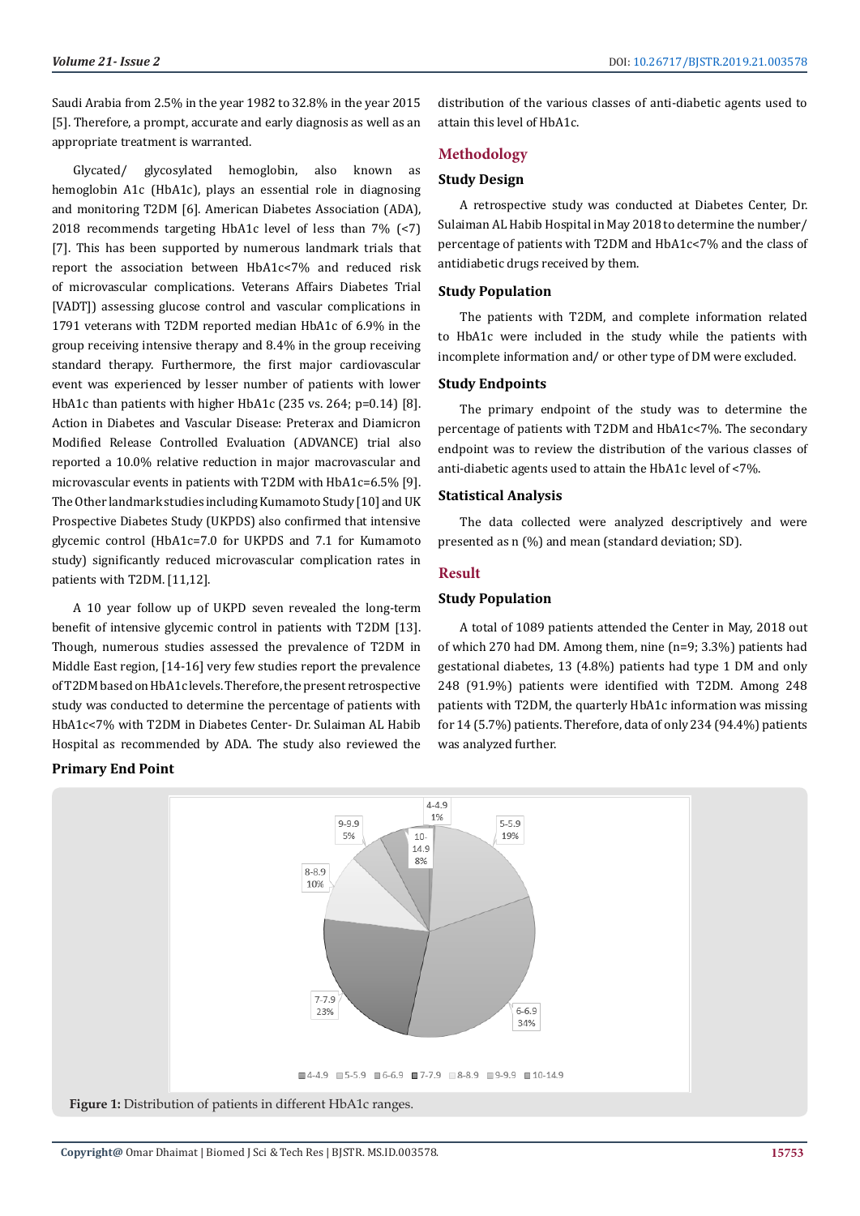Saudi Arabia from 2.5% in the year 1982 to 32.8% in the year 2015 [5]. Therefore, a prompt, accurate and early diagnosis as well as an appropriate treatment is warranted.

Glycated/ glycosylated hemoglobin, also known as hemoglobin A1c (HbA1c), plays an essential role in diagnosing and monitoring T2DM [6]. American Diabetes Association (ADA), 2018 recommends targeting HbA1c level of less than 7% (<7) [7]. This has been supported by numerous landmark trials that report the association between HbA1c<7% and reduced risk of microvascular complications. Veterans Affairs Diabetes Trial [VADT]) assessing glucose control and vascular complications in 1791 veterans with T2DM reported median HbA1c of 6.9% in the group receiving intensive therapy and 8.4% in the group receiving standard therapy. Furthermore, the first major cardiovascular event was experienced by lesser number of patients with lower HbA1c than patients with higher HbA1c (235 vs. 264; p=0.14) [8]. Action in Diabetes and Vascular Disease: Preterax and Diamicron Modified Release Controlled Evaluation (ADVANCE) trial also reported a 10.0% relative reduction in major macrovascular and microvascular events in patients with T2DM with HbA1c=6.5% [9]. The Other landmark studies including Kumamoto Study [10] and UK Prospective Diabetes Study (UKPDS) also confirmed that intensive glycemic control (HbA1c=7.0 for UKPDS and 7.1 for Kumamoto study) significantly reduced microvascular complication rates in patients with T2DM. [11,12].

A 10 year follow up of UKPD seven revealed the long-term benefit of intensive glycemic control in patients with T2DM [13]. Though, numerous studies assessed the prevalence of T2DM in Middle East region, [14-16] very few studies report the prevalence of T2DM based on HbA1c levels. Therefore, the present retrospective study was conducted to determine the percentage of patients with HbA1c<7% with T2DM in Diabetes Center- Dr. Sulaiman AL Habib Hospital as recommended by ADA. The study also reviewed the distribution of the various classes of anti-diabetic agents used to attain this level of HbA1c.

## Methodology

### Study Design

A retrospective study was conducted at Diabetes Center, Dr. Sulaiman AL Habib Hospital in May 2018 to determine the number/ percentage of patients with T2DM and HbA1c<7% and the class of antidiabetic drugs received by them.

### Study Population

The patients with T2DM, and complete information related to HbA1c were included in the study while the patients with incomplete information and/ or other type of DM were excluded.

### Study Endpoints

The primary endpoint of the study was to determine the percentage of patients with T2DM and HbA1c<7%. The secondary endpoint was to review the distribution of the various classes of anti-diabetic agents used to attain the HbA1c level of <7%.

### Statistical Analysis

The data collected were analyzed descriptively and were presented as n (%) and mean (standard deviation; SD).

## Result

### Study Population

A total of 1089 patients attended the Center in May, 2018 out of which 270 had DM. Among them, nine (n=9; 3.3%) patients had gestational diabetes, 13 (4.8%) patients had type 1 DM and only 248 (91.9%) patients were identified with T2DM. Among 248 patients with T2DM, the quarterly HbA1c information was missing for 14 (5.7%) patients. Therefore, data of only 234 (94.4%) patients was analyzed further.

### Primary End Point

**Figure 1:** Distribution of patients in different HbA1c ranges.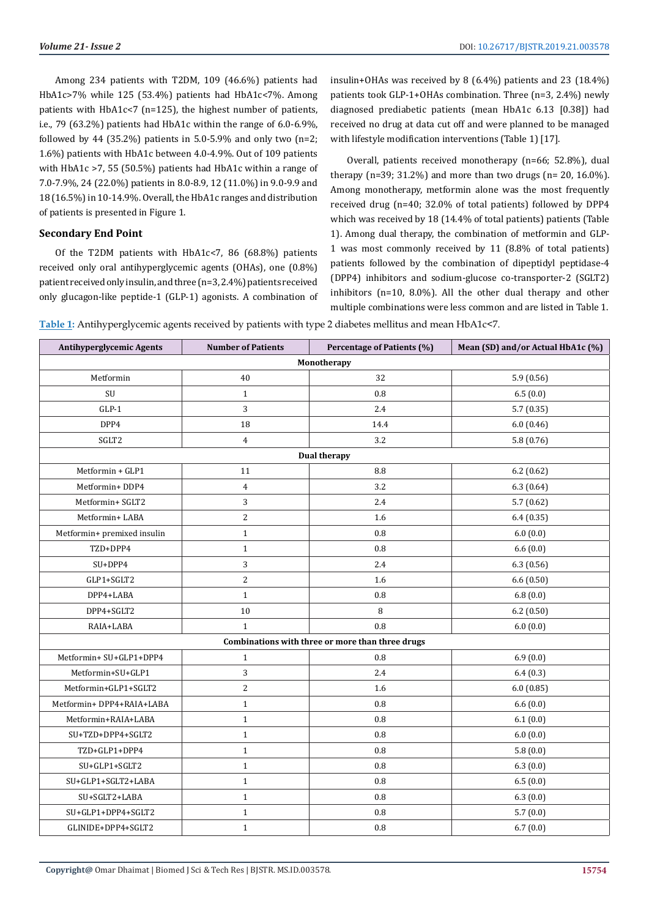Among 234 patients with T2DM, 109 (46.6%) patients had HbA1c>7% while 125 (53.4%) patients had HbA1c<7%. Among patients with HbA1c<7 (n=125), the highest number of patients, i.e., 79 (63.2%) patients had HbA1c within the range of 6.0-6.9%, followed by 44 (35.2%) patients in 5.0-5.9% and only two (n=2; 1.6%) patients with HbA1c between 4.0-4.9%. Out of 109 patients with HbA1c >7, 55 (50.5%) patients had HbA1c within a range of 7.0-7.9%, 24 (22.0%) patients in 8.0-8.9, 12 (11.0%) in 9.0-9.9 and 18 (16.5%) in 10-14.9%. Overall, the HbA1c ranges and distribution of patients is presented in Figure 1.

## Secondary End Point

Of the T2DM patients with HbA1c<7, 86 (68.8%) patients received only oral antihyperglycemic agents (OHAs), one (0.8%) patient received only insulin, and three (n=3, 2.4%) patients received only glucagon-like peptide-1 (GLP-1) agonists. A combination of insulin+OHAs was received by 8 (6.4%) patients and 23 (18.4%) patients took GLP-1+OHAs combination. Three (n=3, 2.4%) newly diagnosed prediabetic patients (mean HbA1c 6.13 [0.38]) had received no drug at data cut off and were planned to be managed with lifestyle modification interventions (Table 1) [17].

Overall, patients received monotherapy (n=66; 52.8%), dual therapy (n=39; 31.2%) and more than two drugs (n= 20, 16.0%). Among monotherapy, metformin alone was the most frequently received drug (n=40; 32.0% of total patients) followed by DPP4 which was received by 18 (14.4% of total patients) patients (Table 1). Among dual therapy, the combination of metformin and GLP-1 was most commonly received by 11 (8.8% of total patients) patients followed by the combination of dipeptidyl peptidase-4 (DPP4) inhibitors and sodium-glucose co-transporter-2 (SGLT2) inhibitors (n=10, 8.0%). All the other dual therapy and other multiple combinations were less common and are listed in Table 1.

**Table 1:** Antihyperglycemic agents received by patients with type 2 diabetes mellitus and mean HbA1c<7.

| Antihyperglycemic Agents | Number of Patients | Percentage of Patients (%) | Mean (SD) and/or Actual HbA1c (%) |
|---|---|---|---|
| **Monotherapy** | | | |
| Metformin | 40 | 32 | 5.9 (0.56) |
| SU | 1 | 0.8 | 6.5 (0.0) |
| GLP-1 | 3 | 2.4 | 5.7 (0.35) |
| DPP4 | 18 | 14.4 | 6.0 (0.46) |
| SGLT2 | 4 | 3.2 | 5.8 (0.76) |
| **Dual therapy** | | | |
| Metformin + GLP1 | 11 | 8.8 | 6.2 (0.62) |
| Metformin+ DDP4 | 4 | 3.2 | 6.3 (0.64) |
| Metformin+ SGLT2 | 3 | 2.4 | 5.7 (0.62) |
| Metformin+ LABA | 2 | 1.6 | 6.4 (0.35) |
| Metformin+ premixed insulin | 1 | 0.8 | 6.0 (0.0) |
| TZD+DPP4 | 1 | 0.8 | 6.6 (0.0) |
| SU+DPP4 | 3 | 2.4 | 6.3 (0.56) |
| GLP1+SGLT2 | 2 | 1.6 | 6.6 (0.50) |
| DPP4+LABA | 1 | 0.8 | 6.8 (0.0) |
| DPP4+SGLT2 | 10 | 8 | 6.2 (0.50) |
| RAIA+LABA | 1 | 0.8 | 6.0 (0.0) |
| **Combinations with three or more than three drugs** | | | |
| Metformin+ SU+GLP1+DPP4 | 1 | 0.8 | 6.9 (0.0) |
| Metformin+SU+GLP1 | 3 | 2.4 | 6.4 (0.3) |
| Metformin+GLP1+SGLT2 | 2 | 1.6 | 6.0 (0.85) |
| Metformin+ DPP4+RAIA+LABA | 1 | 0.8 | 6.6 (0.0) |
| Metformin+RAIA+LABA | 1 | 0.8 | 6.1 (0.0) |
| SU+TZD+DPP4+SGLT2 | 1 | 0.8 | 6.0 (0.0) |
| TZD+GLP1+DPP4 | 1 | 0.8 | 5.8 (0.0) |
| SU+GLP1+SGLT2 | 1 | 0.8 | 6.3 (0.0) |
| SU+GLP1+SGLT2+LABA | 1 | 0.8 | 6.5 (0.0) |
| SU+SGLT2+LABA | 1 | 0.8 | 6.3 (0.0) |
| SU+GLP1+DPP4+SGLT2 | 1 | 0.8 | 5.7 (0.0) |
| GLINIDE+DPP4+SGLT2 | 1 | 0.8 | 6.7 (0.0) |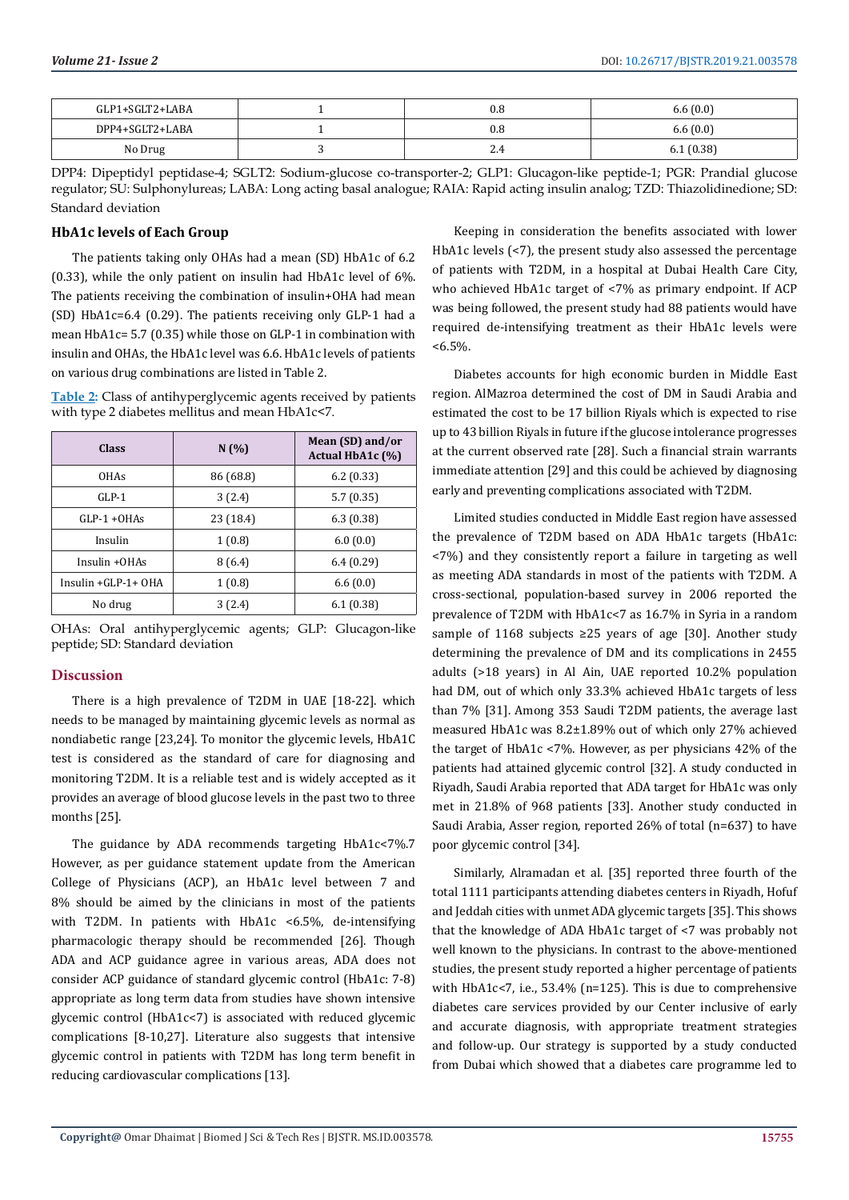| GLP1+SGLT2+LABA | 1 | 0.8 | 6.6 (0.0) |
|---|---|---|---|
| DPP4+SGLT2+LABA | 1 | 0.8 | 6.6 (0.0) |
| No Drug | 3 | 2.4 | 6.1 (0.38) |

DPP4: Dipeptidyl peptidase-4; SGLT2: Sodium-glucose co-transporter-2; GLP1: Glucagon-like peptide-1; PGR: Prandial glucose regulator; SU: Sulphonylureas; LABA: Long acting basal analogue; RAIA: Rapid acting insulin analog; TZD: Thiazolidinedione; SD: Standard deviation

### HbA1c levels of Each Group

The patients taking only OHAs had a mean (SD) HbA1c of 6.2 (0.33), while the only patient on insulin had HbA1c level of 6%. The patients receiving the combination of insulin+OHA had mean (SD) HbA1c=6.4 (0.29). The patients receiving only GLP-1 had a mean HbA1c= 5.7 (0.35) while those on GLP-1 in combination with insulin and OHAs, the HbA1c level was 6.6. HbA1c levels of patients on various drug combinations are listed in Table 2.

**Table 2:** Class of antihyperglycemic agents received by patients with type 2 diabetes mellitus and mean HbA1c<7.

| Class | N (%) | Mean (SD) and/or Actual HbA1c (%) |
|---|---|---|
| OHAs | 86 (68.8) | 6.2 (0.33) |
| GLP-1 | 3 (2.4) | 5.7 (0.35) |
| GLP-1 +OHAs | 23 (18.4) | 6.3 (0.38) |
| Insulin | 1 (0.8) | 6.0 (0.0) |
| Insulin +OHAs | 8 (6.4) | 6.4 (0.29) |
| Insulin +GLP-1+ OHA | 1 (0.8) | 6.6 (0.0) |
| No drug | 3 (2.4) | 6.1 (0.38) |

OHAs: Oral antihyperglycemic agents; GLP: Glucagon-like peptide; SD: Standard deviation

## Discussion

There is a high prevalence of T2DM in UAE [18-22]. which needs to be managed by maintaining glycemic levels as normal as nondiabetic range [23,24]. To monitor the glycemic levels, HbA1C test is considered as the standard of care for diagnosing and monitoring T2DM. It is a reliable test and is widely accepted as it provides an average of blood glucose levels in the past two to three months [25].

The guidance by ADA recommends targeting HbA1c<7%.7 However, as per guidance statement update from the American College of Physicians (ACP), an HbA1c level between 7 and 8% should be aimed by the clinicians in most of the patients with T2DM. In patients with HbA1c <6.5%, de-intensifying pharmacologic therapy should be recommended [26]. Though ADA and ACP guidance agree in various areas, ADA does not consider ACP guidance of standard glycemic control (HbA1c: 7-8) appropriate as long term data from studies have shown intensive glycemic control (HbA1c<7) is associated with reduced glycemic complications [8-10,27]. Literature also suggests that intensive glycemic control in patients with T2DM has long term benefit in reducing cardiovascular complications [13].

Keeping in consideration the benefits associated with lower HbA1c levels (<7), the present study also assessed the percentage of patients with T2DM, in a hospital at Dubai Health Care City, who achieved HbA1c target of <7% as primary endpoint. If ACP was being followed, the present study had 88 patients would have required de-intensifying treatment as their HbA1c levels were <6.5%.

Diabetes accounts for high economic burden in Middle East region. AlMazroa determined the cost of DM in Saudi Arabia and estimated the cost to be 17 billion Riyals which is expected to rise up to 43 billion Riyals in future if the glucose intolerance progresses at the current observed rate [28]. Such a financial strain warrants immediate attention [29] and this could be achieved by diagnosing early and preventing complications associated with T2DM.

Limited studies conducted in Middle East region have assessed the prevalence of T2DM based on ADA HbA1c targets (HbA1c: <7%) and they consistently report a failure in targeting as well as meeting ADA standards in most of the patients with T2DM. A cross-sectional, population-based survey in 2006 reported the prevalence of T2DM with HbA1c<7 as 16.7% in Syria in a random sample of 1168 subjects ≥25 years of age [30]. Another study determining the prevalence of DM and its complications in 2455 adults (>18 years) in Al Ain, UAE reported 10.2% population had DM, out of which only 33.3% achieved HbA1c targets of less than 7% [31]. Among 353 Saudi T2DM patients, the average last measured HbA1c was 8.2±1.89% out of which only 27% achieved the target of HbA1c <7%. However, as per physicians 42% of the patients had attained glycemic control [32]. A study conducted in Riyadh, Saudi Arabia reported that ADA target for HbA1c was only met in 21.8% of 968 patients [33]. Another study conducted in Saudi Arabia, Asser region, reported 26% of total (n=637) to have poor glycemic control [34].

Similarly, Alramadan et al. [35] reported three fourth of the total 1111 participants attending diabetes centers in Riyadh, Hofuf and Jeddah cities with unmet ADA glycemic targets [35]. This shows that the knowledge of ADA HbA1c target of <7 was probably not well known to the physicians. In contrast to the above-mentioned studies, the present study reported a higher percentage of patients with HbA1c<7, i.e., 53.4% (n=125). This is due to comprehensive diabetes care services provided by our Center inclusive of early and accurate diagnosis, with appropriate treatment strategies and follow-up. Our strategy is supported by a study conducted from Dubai which showed that a diabetes care programme led to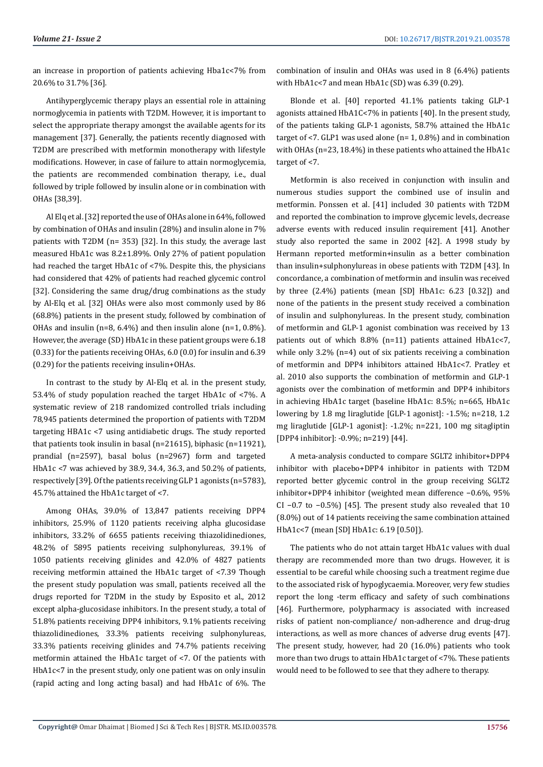an increase in proportion of patients achieving Hba1c<7% from 20.6% to 31.7% [36].

Antihyperglycemic therapy plays an essential role in attaining normoglycemia in patients with T2DM. However, it is important to select the appropriate therapy amongst the available agents for its management [37]. Generally, the patients recently diagnosed with T2DM are prescribed with metformin monotherapy with lifestyle modifications. However, in case of failure to attain normoglycemia, the patients are recommended combination therapy, i.e., dual followed by triple followed by insulin alone or in combination with OHAs [38,39].

Al Elq et al. [32] reported the use of OHAs alone in 64%, followed by combination of OHAs and insulin (28%) and insulin alone in 7% patients with T2DM (n= 353) [32]. In this study, the average last measured HbA1c was 8.2±1.89%. Only 27% of patient population had reached the target HbA1c of <7%. Despite this, the physicians had considered that 42% of patients had reached glycemic control [32]. Considering the same drug/drug combinations as the study by Al-Elq et al. [32] OHAs were also most commonly used by 86 (68.8%) patients in the present study, followed by combination of OHAs and insulin (n=8, 6.4%) and then insulin alone (n=1, 0.8%). However, the average (SD) HbA1c in these patient groups were 6.18 (0.33) for the patients receiving OHAs, 6.0 (0.0) for insulin and 6.39 (0.29) for the patients receiving insulin+OHAs.

In contrast to the study by Al-Elq et al. in the present study, 53.4% of study population reached the target HbA1c of <7%. A systematic review of 218 randomized controlled trials including 78,945 patients determined the proportion of patients with T2DM targeting HBA1c <7 using antidiabetic drugs. The study reported that patients took insulin in basal (n=21615), biphasic (n=11921), prandial (n=2597), basal bolus (n=2967) form and targeted HbA1c <7 was achieved by 38.9, 34.4, 36.3, and 50.2% of patients, respectively [39]. Of the patients receiving GLP 1 agonists (n=5783), 45.7% attained the HbA1c target of <7.

Among OHAs, 39.0% of 13,847 patients receiving DPP4 inhibitors, 25.9% of 1120 patients receiving alpha glucosidase inhibitors, 33.2% of 6655 patients receiving thiazolidinediones, 48.2% of 5895 patients receiving sulphonylureas, 39.1% of 1050 patients receiving glinides and 42.0% of 4827 patients receiving metformin attained the HbA1c target of <7.39 Though the present study population was small, patients received all the drugs reported for T2DM in the study by Esposito et al., 2012 except alpha-glucosidase inhibitors. In the present study, a total of 51.8% patients receiving DPP4 inhibitors, 9.1% patients receiving thiazolidinediones, 33.3% patients receiving sulphonylureas, 33.3% patients receiving glinides and 74.7% patients receiving metformin attained the HbA1c target of <7. Of the patients with HbA1c<7 in the present study, only one patient was on only insulin (rapid acting and long acting basal) and had HbA1c of 6%. The combination of insulin and OHAs was used in 8 (6.4%) patients with HbA1c<7 and mean HbA1c (SD) was 6.39 (0.29).

Blonde et al. [40] reported 41.1% patients taking GLP-1 agonists attained HbA1C<7% in patients [40]. In the present study, of the patients taking GLP-1 agonists, 58.7% attained the HbA1c target of <7. GLP1 was used alone (n= 1, 0.8%) and in combination with OHAs (n=23, 18.4%) in these patients who attained the HbA1c target of <7.

Metformin is also received in conjunction with insulin and numerous studies support the combined use of insulin and metformin. Ponssen et al. [41] included 30 patients with T2DM and reported the combination to improve glycemic levels, decrease adverse events with reduced insulin requirement [41]. Another study also reported the same in 2002 [42]. A 1998 study by Hermann reported metformin+insulin as a better combination than insulin+sulphonylureas in obese patients with T2DM [43]. In concordance, a combination of metformin and insulin was received by three (2.4%) patients (mean [SD] HbA1c: 6.23 [0.32]) and none of the patients in the present study received a combination of insulin and sulphonylureas. In the present study, combination of metformin and GLP-1 agonist combination was received by 13 patients out of which 8.8% (n=11) patients attained HbA1c<7, while only 3.2% (n=4) out of six patients receiving a combination of metformin and DPP4 inhibitors attained HbA1c<7. Pratley et al. 2010 also supports the combination of metformin and GLP-1 agonists over the combination of metformin and DPP4 inhibitors in achieving HbA1c target (baseline HbA1c: 8.5%; n=665, HbA1c lowering by 1.8 mg liraglutide [GLP-1 agonist]: -1.5%; n=218, 1.2 mg liraglutide [GLP-1 agonist]: -1.2%; n=221, 100 mg sitagliptin [DPP4 inhibitor]: -0.9%; n=219) [44].

A meta-analysis conducted to compare SGLT2 inhibitor+DPP4 inhibitor with placebo+DPP4 inhibitor in patients with T2DM reported better glycemic control in the group receiving SGLT2 inhibitor+DPP4 inhibitor (weighted mean difference −0.6%, 95% CI −0.7 to −0.5%) [45]. The present study also revealed that 10 (8.0%) out of 14 patients receiving the same combination attained HbA1c<7 (mean [SD] HbA1c: 6.19 [0.50]).

The patients who do not attain target HbA1c values with dual therapy are recommended more than two drugs. However, it is essential to be careful while choosing such a treatment regime due to the associated risk of hypoglycaemia. Moreover, very few studies report the long -term efficacy and safety of such combinations [46]. Furthermore, polypharmacy is associated with increased risks of patient non-compliance/ non-adherence and drug-drug interactions, as well as more chances of adverse drug events [47]. The present study, however, had 20 (16.0%) patients who took more than two drugs to attain HbA1c target of <7%. These patients would need to be followed to see that they adhere to therapy.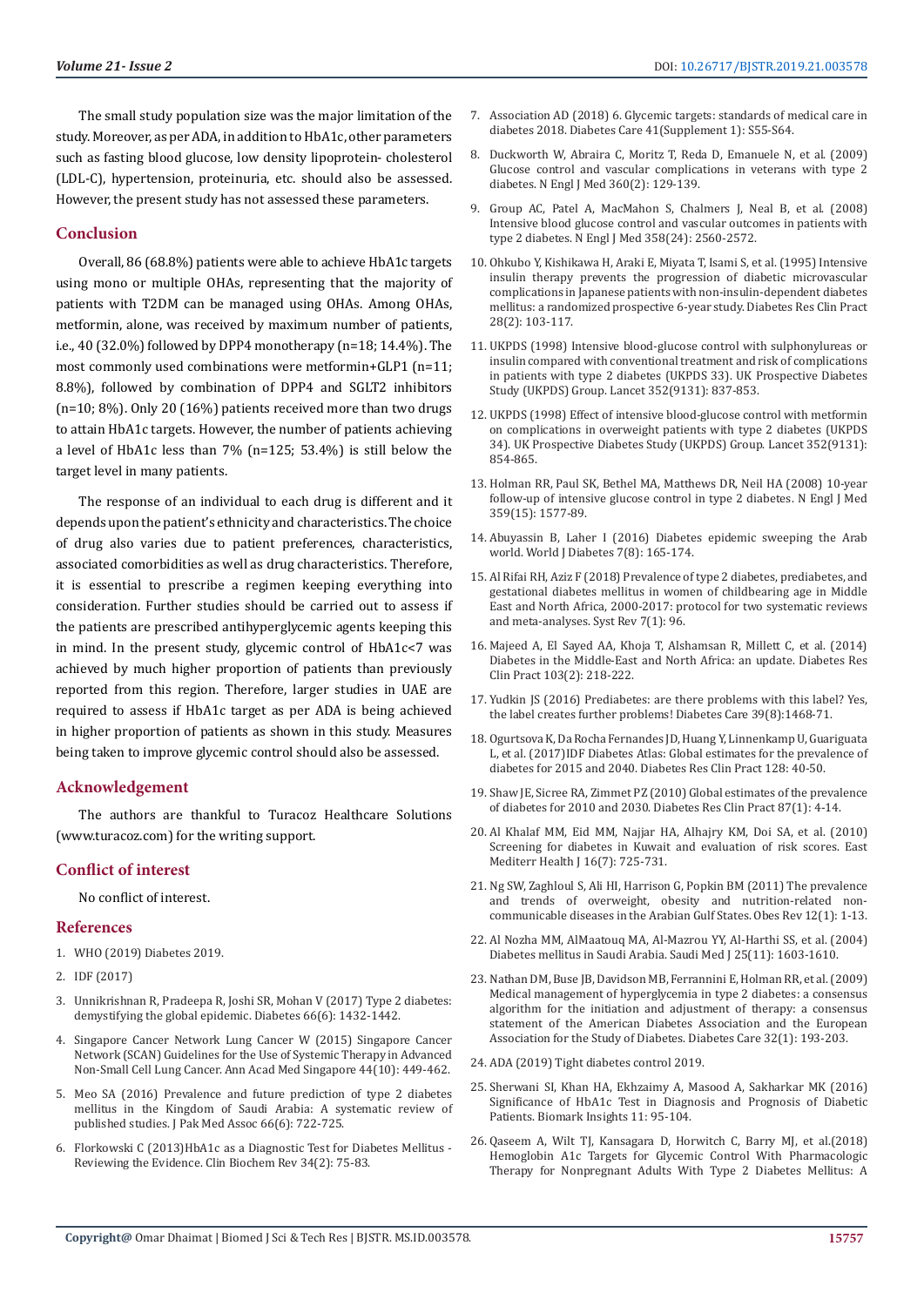The small study population size was the major limitation of the study. Moreover, as per ADA, in addition to HbA1c, other parameters such as fasting blood glucose, low density lipoprotein- cholesterol (LDL-C), hypertension, proteinuria, etc. should also be assessed. However, the present study has not assessed these parameters.

## Conclusion

Overall, 86 (68.8%) patients were able to achieve HbA1c targets using mono or multiple OHAs, representing that the majority of patients with T2DM can be managed using OHAs. Among OHAs, metformin, alone, was received by maximum number of patients, i.e., 40 (32.0%) followed by DPP4 monotherapy (n=18; 14.4%). The most commonly used combinations were metformin+GLP1 (n=11; 8.8%), followed by combination of DPP4 and SGLT2 inhibitors (n=10; 8%). Only 20 (16%) patients received more than two drugs to attain HbA1c targets. However, the number of patients achieving a level of HbA1c less than 7% (n=125; 53.4%) is still below the target level in many patients.

The response of an individual to each drug is different and it depends upon the patient's ethnicity and characteristics. The choice of drug also varies due to patient preferences, characteristics, associated comorbidities as well as drug characteristics. Therefore, it is essential to prescribe a regimen keeping everything into consideration. Further studies should be carried out to assess if the patients are prescribed antihyperglycemic agents keeping this in mind. In the present study, glycemic control of HbA1c<7 was achieved by much higher proportion of patients than previously reported from this region. Therefore, larger studies in UAE are required to assess if HbA1c target as per ADA is being achieved in higher proportion of patients as shown in this study. Measures being taken to improve glycemic control should also be assessed.

## Acknowledgement

The authors are thankful to Turacoz Healthcare Solutions (www.turacoz.com) for the writing support.

## Conflict of interest

No conflict of interest.

## References

1. WHO (2019) Diabetes 2019.
2. IDF (2017)
3. Unnikrishnan R, Pradeepa R, Joshi SR, Mohan V (2017) Type 2 diabetes: demystifying the global epidemic. Diabetes 66(6): 1432-1442.
4. Singapore Cancer Network Lung Cancer W (2015) Singapore Cancer Network (SCAN) Guidelines for the Use of Systemic Therapy in Advanced Non-Small Cell Lung Cancer. Ann Acad Med Singapore 44(10): 449-462.
5. Meo SA (2016) Prevalence and future prediction of type 2 diabetes mellitus in the Kingdom of Saudi Arabia: A systematic review of published studies. J Pak Med Assoc 66(6): 722-725.
6. Florkowski C (2013)HbA1c as a Diagnostic Test for Diabetes Mellitus - Reviewing the Evidence. Clin Biochem Rev 34(2): 75-83.
7. Association AD (2018) 6. Glycemic targets: standards of medical care in diabetes 2018. Diabetes Care 41(Supplement 1): S55-S64.
8. Duckworth W, Abraira C, Moritz T, Reda D, Emanuele N, et al. (2009) Glucose control and vascular complications in veterans with type 2 diabetes. N Engl J Med 360(2): 129-139.
9. Group AC, Patel A, MacMahon S, Chalmers J, Neal B, et al. (2008) Intensive blood glucose control and vascular outcomes in patients with type 2 diabetes. N Engl J Med 358(24): 2560-2572.
10. Ohkubo Y, Kishikawa H, Araki E, Miyata T, Isami S, et al. (1995) Intensive insulin therapy prevents the progression of diabetic microvascular complications in Japanese patients with non-insulin-dependent diabetes mellitus: a randomized prospective 6-year study. Diabetes Res Clin Pract 28(2): 103-117.
11. UKPDS (1998) Intensive blood-glucose control with sulphonylureas or insulin compared with conventional treatment and risk of complications in patients with type 2 diabetes (UKPDS 33). UK Prospective Diabetes Study (UKPDS) Group. Lancet 352(9131): 837-853.
12. UKPDS (1998) Effect of intensive blood-glucose control with metformin on complications in overweight patients with type 2 diabetes (UKPDS 34). UK Prospective Diabetes Study (UKPDS) Group. Lancet 352(9131): 854-865.
13. Holman RR, Paul SK, Bethel MA, Matthews DR, Neil HA (2008) 10-year follow-up of intensive glucose control in type 2 diabetes. N Engl J Med 359(15): 1577-89.
14. Abuyassin B, Laher I (2016) Diabetes epidemic sweeping the Arab world. World J Diabetes 7(8): 165-174.
15. Al Rifai RH, Aziz F (2018) Prevalence of type 2 diabetes, prediabetes, and gestational diabetes mellitus in women of childbearing age in Middle East and North Africa, 2000-2017: protocol for two systematic reviews and meta-analyses. Syst Rev 7(1): 96.
16. Majeed A, El Sayed AA, Khoja T, Alshamsan R, Millett C, et al. (2014) Diabetes in the Middle-East and North Africa: an update. Diabetes Res Clin Pract 103(2): 218-222.
17. Yudkin JS (2016) Prediabetes: are there problems with this label? Yes, the label creates further problems! Diabetes Care 39(8):1468-71.
18. Ogurtsova K, Da Rocha Fernandes JD, Huang Y, Linnenkamp U, Guariguata L, et al. (2017)IDF Diabetes Atlas: Global estimates for the prevalence of diabetes for 2015 and 2040. Diabetes Res Clin Pract 128: 40-50.
19. Shaw JE, Sicree RA, Zimmet PZ (2010) Global estimates of the prevalence of diabetes for 2010 and 2030. Diabetes Res Clin Pract 87(1): 4-14.
20. Al Khalaf MM, Eid MM, Najjar HA, Alhajry KM, Doi SA, et al. (2010) Screening for diabetes in Kuwait and evaluation of risk scores. East Mediterr Health J 16(7): 725-731.
21. Ng SW, Zaghloul S, Ali HI, Harrison G, Popkin BM (2011) The prevalence and trends of overweight, obesity and nutrition-related non-communicable diseases in the Arabian Gulf States. Obes Rev 12(1): 1-13.
22. Al Nozha MM, AlMaatouq MA, Al-Mazrou YY, Al-Harthi SS, et al. (2004) Diabetes mellitus in Saudi Arabia. Saudi Med J 25(11): 1603-1610.
23. Nathan DM, Buse JB, Davidson MB, Ferrannini E, Holman RR, et al. (2009) Medical management of hyperglycemia in type 2 diabetes: a consensus algorithm for the initiation and adjustment of therapy: a consensus statement of the American Diabetes Association and the European Association for the Study of Diabetes. Diabetes Care 32(1): 193-203.
24. ADA (2019) Tight diabetes control 2019.
25. Sherwani SI, Khan HA, Ekhzaimy A, Masood A, Sakharkar MK (2016) Significance of HbA1c Test in Diagnosis and Prognosis of Diabetic Patients. Biomark Insights 11: 95-104.
26. Qaseem A, Wilt TJ, Kansagara D, Horwitch C, Barry MJ, et al.(2018) Hemoglobin A1c Targets for Glycemic Control With Pharmacologic Therapy for Nonpregnant Adults With Type 2 Diabetes Mellitus: A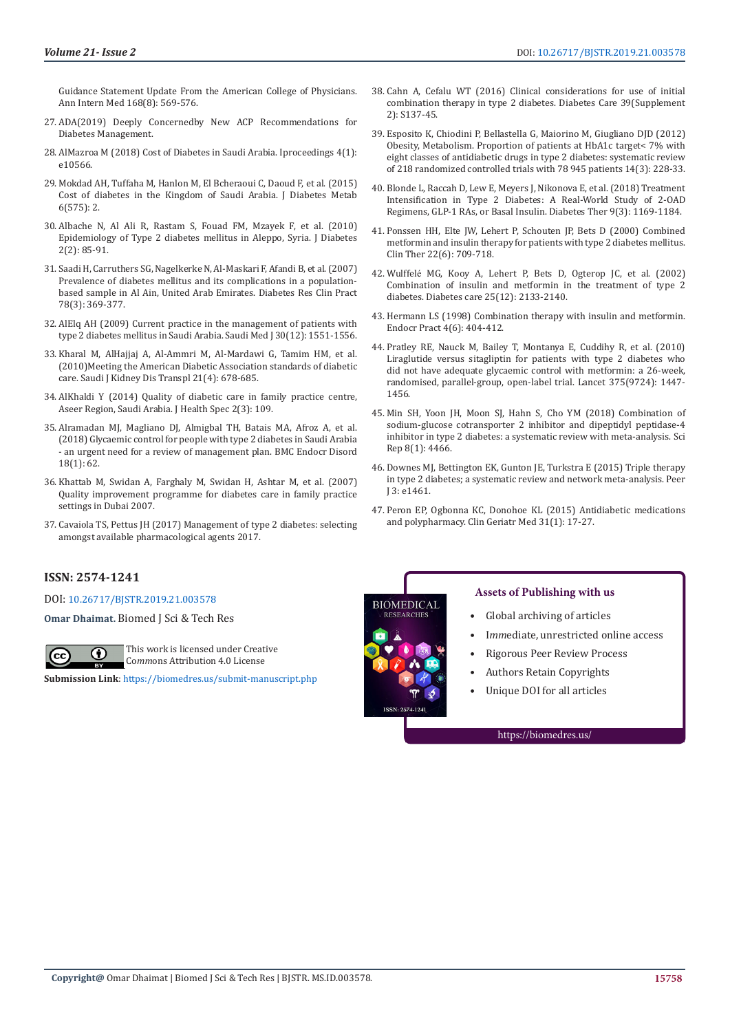Guidance Statement Update From the American College of Physicians. Ann Intern Med 168(8): 569-576.

27. ADA(2019) Deeply Concernedby New ACP Recommendations for Diabetes Management.
28. AlMazroa M (2018) Cost of Diabetes in Saudi Arabia. Iproceedings 4(1): e10566.
29. Mokdad AH, Tuffaha M, Hanlon M, El Bcheraoui C, Daoud F, et al. (2015) Cost of diabetes in the Kingdom of Saudi Arabia. J Diabetes Metab 6(575): 2.
30. Albache N, Al Ali R, Rastam S, Fouad FM, Mzayek F, et al. (2010) Epidemiology of Type 2 diabetes mellitus in Aleppo, Syria. J Diabetes 2(2): 85-91.
31. Saadi H, Carruthers SG, Nagelkerke N, Al-Maskari F, Afandi B, et al. (2007) Prevalence of diabetes mellitus and its complications in a population-based sample in Al Ain, United Arab Emirates. Diabetes Res Clin Pract 78(3): 369-377.
32. AlElq AH (2009) Current practice in the management of patients with type 2 diabetes mellitus in Saudi Arabia. Saudi Med J 30(12): 1551-1556.
33. Kharal M, AlHajjaj A, Al-Ammri M, Al-Mardawi G, Tamim HM, et al. (2010)Meeting the American Diabetic Association standards of diabetic care. Saudi J Kidney Dis Transpl 21(4): 678-685.
34. AlKhaldi Y (2014) Quality of diabetic care in family practice centre, Aseer Region, Saudi Arabia. J Health Spec 2(3): 109.
35. Alramadan MJ, Magliano DJ, Almigbal TH, Batais MA, Afroz A, et al. (2018) Glycaemic control for people with type 2 diabetes in Saudi Arabia - an urgent need for a review of management plan. BMC Endocr Disord 18(1): 62.
36. Khattab M, Swidan A, Farghaly M, Swidan H, Ashtar M, et al. (2007) Quality improvement programme for diabetes care in family practice settings in Dubai 2007.
37. Cavaiola TS, Pettus JH (2017) Management of type 2 diabetes: selecting amongst available pharmacological agents 2017.
38. Cahn A, Cefalu WT (2016) Clinical considerations for use of initial combination therapy in type 2 diabetes. Diabetes Care 39(Supplement 2): S137-45.
39. Esposito K, Chiodini P, Bellastella G, Maiorino M, Giugliano DJD (2012) Obesity, Metabolism. Proportion of patients at HbA1c target< 7% with eight classes of antidiabetic drugs in type 2 diabetes: systematic review of 218 randomized controlled trials with 78 945 patients 14(3): 228-33.
40. Blonde L, Raccah D, Lew E, Meyers J, Nikonova E, et al. (2018) Treatment Intensification in Type 2 Diabetes: A Real-World Study of 2-OAD Regimens, GLP-1 RAs, or Basal Insulin. Diabetes Ther 9(3): 1169-1184.
41. Ponssen HH, Elte JW, Lehert P, Schouten JP, Bets D (2000) Combined metformin and insulin therapy for patients with type 2 diabetes mellitus. Clin Ther 22(6): 709-718.
42. Wulffelé MG, Kooy A, Lehert P, Bets D, Ogterop JC, et al. (2002) Combination of insulin and metformin in the treatment of type 2 diabetes. Diabetes care 25(12): 2133-2140.
43. Hermann LS (1998) Combination therapy with insulin and metformin. Endocr Pract 4(6): 404-412.
44. Pratley RE, Nauck M, Bailey T, Montanya E, Cuddihy R, et al. (2010) Liraglutide versus sitagliptin for patients with type 2 diabetes who did not have adequate glycaemic control with metformin: a 26-week, randomised, parallel-group, open-label trial. Lancet 375(9724): 1447-1456.
45. Min SH, Yoon JH, Moon SJ, Hahn S, Cho YM (2018) Combination of sodium-glucose cotransporter 2 inhibitor and dipeptidyl peptidase-4 inhibitor in type 2 diabetes: a systematic review with meta-analysis. Sci Rep 8(1): 4466.
46. Downes MJ, Bettington EK, Gunton JE, Turkstra E (2015) Triple therapy in type 2 diabetes; a systematic review and network meta-analysis. Peer J 3: e1461.
47. Peron EP, Ogbonna KC, Donohoe KL (2015) Antidiabetic medications and polypharmacy. Clin Geriatr Med 31(1): 17-27.

**ISSN: 2574-1241**

DOI: 10.26717/BJSTR.2019.21.003578

**Omar Dhaimat.** Biomed J Sci & Tech Res

This work is licensed under Creative Commons Attribution 4.0 License

**Submission Link**: https://biomedres.us/submit-manuscript.php

**Assets of Publishing with us**

- Global archiving of articles
- Immediate, unrestricted online access
- Rigorous Peer Review Process
- Authors Retain Copyrights
- Unique DOI for all articles

https://biomedres.us/